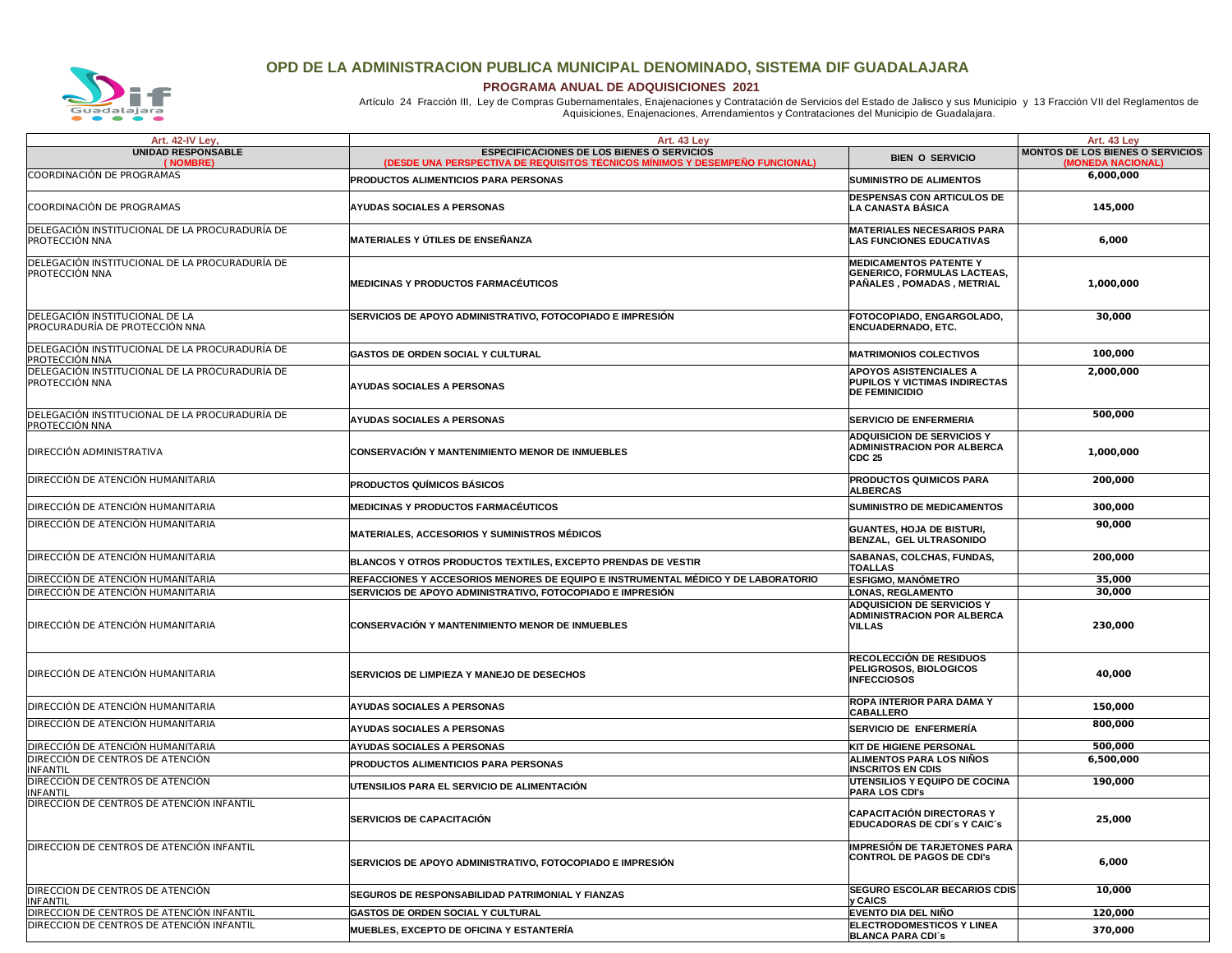# OPD DE LA ADMINISTRACION PUBLICA MUNICIPAL DENOMINADO, SISTEMA DIF GUADALAJARA

## PROGRAMA ANUAL DE ADQUISICIONES 2021

Artículo 24 Fracción III, Ley de Compras Gubernamentales, Enajenaciones y Contratación de Servicios del Estado de Jalisco y sus Municipio y 13 Fracción VII del Reglamentos de Aquisiciones, Enajenaciones, Arrendamientos y Contrataciones del Municipio de Guadalajara.

| Art. 42-IV Ley, | Art. 43 Ley | | Art. 43 Ley |
|---|---|---|---|
| **UNIDAD RESPONSABLE (NOMBRE)** | **ESPECIFICACIONES DE LOS BIENES O SERVICIOS (DESDE UNA PERSPECTIVA DE REQUISITOS TÉCNICOS MÍNIMOS Y DESEMPEÑO FUNCIONAL)** | **BIEN O SERVICIO** | **MONTOS DE LOS BIENES O SERVICIOS (MONEDA NACIONAL)** |
| COORDINACIÓN DE PROGRAMAS | PRODUCTOS ALIMENTICIOS PARA PERSONAS | SUMINISTRO DE ALIMENTOS | 6,000,000 |
| COORDINACIÓN DE PROGRAMAS | AYUDAS SOCIALES A PERSONAS | DESPENSAS CON ARTICULOS DE LA CANASTA BÁSICA | 145,000 |
| DELEGACIÓN INSTITUCIONAL DE LA PROCURADURÍA DE PROTECCIÓN NNA | MATERIALES Y ÚTILES DE ENSEÑANZA | MATERIALES NECESARIOS PARA LAS FUNCIONES EDUCATIVAS | 6,000 |
| DELEGACIÓN INSTITUCIONAL DE LA PROCURADURÍA DE PROTECCIÓN NNA | MEDICINAS Y PRODUCTOS FARMACÉUTICOS | MEDICAMENTOS PATENTE Y GENERICO, FORMULAS LACTEAS, PAÑALES , POMADAS , METRIAL | 1,000,000 |
| DELEGACIÓN INSTITUCIONAL DE LA PROCURADURÍA DE PROTECCIÓN NNA | SERVICIOS DE APOYO ADMINISTRATIVO, FOTOCOPIADO E IMPRESIÓN | FOTOCOPIADO, ENGARGOLADO, ENCUADERNADO, ETC. | 30,000 |
| DELEGACIÓN INSTITUCIONAL DE LA PROCURADURÍA DE PROTECCIÓN NNA | GASTOS DE ORDEN SOCIAL Y CULTURAL | MATRIMONIOS COLECTIVOS | 100,000 |
| DELEGACIÓN INSTITUCIONAL DE LA PROCURADURÍA DE PROTECCIÓN NNA | AYUDAS SOCIALES A PERSONAS | APOYOS ASISTENCIALES A PUPILOS Y VICTIMAS INDIRECTAS DE FEMINICIDIO | 2,000,000 |
| DELEGACIÓN INSTITUCIONAL DE LA PROCURADURÍA DE PROTECCIÓN NNA | AYUDAS SOCIALES A PERSONAS | SERVICIO DE ENFERMERIA | 500,000 |
| DIRECCIÓN ADMINISTRATIVA | CONSERVACIÓN Y MANTENIMIENTO MENOR DE INMUEBLES | ADQUISICION DE SERVICIOS Y ADMINISTRACION POR ALBERCA CDC 25 | 1,000,000 |
| DIRECCIÓN DE ATENCIÓN HUMANITARIA | PRODUCTOS QUÍMICOS BÁSICOS | PRODUCTOS QUIMICOS PARA ALBERCAS | 200,000 |
| DIRECCIÓN DE ATENCIÓN HUMANITARIA | MEDICINAS Y PRODUCTOS FARMACÉUTICOS | SUMINISTRO DE MEDICAMENTOS | 300,000 |
| DIRECCIÓN DE ATENCIÓN HUMANITARIA | MATERIALES, ACCESORIOS Y SUMINISTROS MÉDICOS | GUANTES, HOJA DE BISTURI, BENZAL, GEL ULTRASONIDO | 90,000 |
| DIRECCIÓN DE ATENCIÓN HUMANITARIA | BLANCOS Y OTROS PRODUCTOS TEXTILES, EXCEPTO PRENDAS DE VESTIR | SABANAS, COLCHAS, FUNDAS, TOALLAS | 200,000 |
| DIRECCIÓN DE ATENCIÓN HUMANITARIA | REFACCIONES Y ACCESORIOS MENORES DE EQUIPO E INSTRUMENTAL MÉDICO Y DE LABORATORIO | ESFIGMO, MANÓMETRO | 35,000 |
| DIRECCIÓN DE ATENCIÓN HUMANITARIA | SERVICIOS DE APOYO ADMINISTRATIVO, FOTOCOPIADO E IMPRESIÓN | LONAS, REGLAMENTO | 30,000 |
| DIRECCIÓN DE ATENCIÓN HUMANITARIA | CONSERVACIÓN Y MANTENIMIENTO MENOR DE INMUEBLES | ADQUISICION DE SERVICIOS Y ADMINISTRACION POR ALBERCA VILLAS | 230,000 |
| DIRECCIÓN DE ATENCIÓN HUMANITARIA | SERVICIOS DE LIMPIEZA Y MANEJO DE DESECHOS | RECOLECCIÓN DE RESIDUOS PELIGROSOS, BIOLOGICOS INFECCIOSOS | 40,000 |
| DIRECCIÓN DE ATENCIÓN HUMANITARIA | AYUDAS SOCIALES A PERSONAS | ROPA INTERIOR PARA DAMA Y CABALLERO | 150,000 |
| DIRECCIÓN DE ATENCIÓN HUMANITARIA | AYUDAS SOCIALES A PERSONAS | SERVICIO DE ENFERMERÍA | 800,000 |
| DIRECCIÓN DE ATENCIÓN HUMANITARIA | AYUDAS SOCIALES A PERSONAS | KIT DE HIGIENE PERSONAL | 500,000 |
| DIRECCIÓN DE CENTROS DE ATENCIÓN INFANTIL | PRODUCTOS ALIMENTICIOS PARA PERSONAS | ALIMENTOS PARA LOS NIÑOS INSCRITOS EN CDIS | 6,500,000 |
| DIRECCION DE CENTROS DE ATENCIÓN INFANTIL | UTENSILIOS PARA EL SERVICIO DE ALIMENTACIÓN | UTENSILIOS Y EQUIPO DE COCINA PARA LOS CDI's | 190,000 |
| DIRECCION DE CENTROS DE ATENCIÓN INFANTIL | SERVICIOS DE CAPACITACIÓN | CAPACITACIÓN DIRECTORAS Y EDUCADORAS DE CDI´s Y CAIC´s | 25,000 |
| DIRECCION DE CENTROS DE ATENCIÓN INFANTIL | SERVICIOS DE APOYO ADMINISTRATIVO, FOTOCOPIADO E IMPRESIÓN | IMPRESIÓN DE TARJETONES PARA CONTROL DE PAGOS DE CDI's | 6,000 |
| DIRECCION DE CENTROS DE ATENCIÓN INFANTIL | SEGUROS DE RESPONSABILIDAD PATRIMONIAL Y FIANZAS | SEGURO ESCOLAR BECARIOS CDIS y CAICS | 10,000 |
| DIRECCION DE CENTROS DE ATENCIÓN INFANTIL | GASTOS DE ORDEN SOCIAL Y CULTURAL | EVENTO DIA DEL NIÑO | 120,000 |
| DIRECCION DE CENTROS DE ATENCIÓN INFANTIL | MUEBLES, EXCEPTO DE OFICINA Y ESTANTERÍA | ELECTRODOMESTICOS Y LINEA BLANCA PARA CDI´s | 370,000 |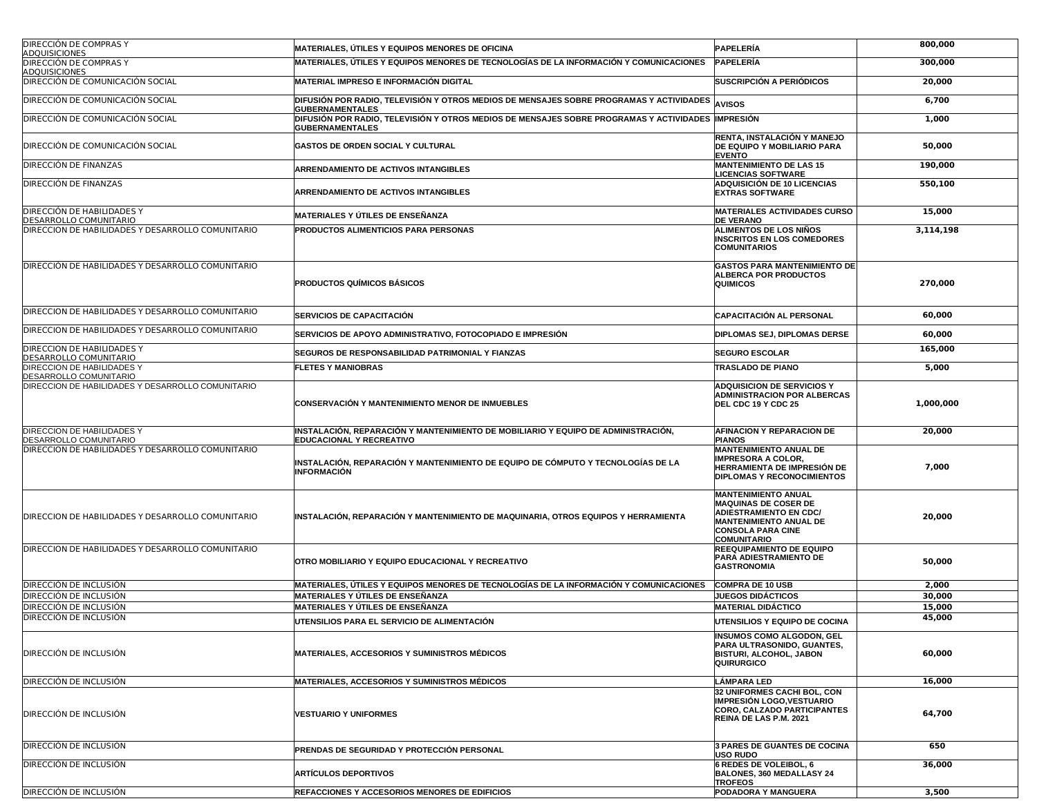| | | | |
|---|---|---|---|
| DIRECCIÓN DE COMPRAS Y ADQUISICIONES | MATERIALES, ÚTILES Y EQUIPOS MENORES DE OFICINA | PAPELERÍA | 800,000 |
| DIRECCIÓN DE COMPRAS Y ADQUISICIONES | MATERIALES, ÚTILES Y EQUIPOS MENORES DE TECNOLOGÍAS DE LA INFORMACIÓN Y COMUNICACIONES | PAPELERÍA | 300,000 |
| DIRECCIÓN DE COMUNICACIÓN SOCIAL | MATERIAL IMPRESO E INFORMACIÓN DIGITAL | SUSCRIPCIÓN A PERIÓDICOS | 20,000 |
| DIRECCIÓN DE COMUNICACIÓN SOCIAL | DIFUSIÓN POR RADIO, TELEVISIÓN Y OTROS MEDIOS DE MENSAJES SOBRE PROGRAMAS Y ACTIVIDADES GUBERNAMENTALES | AVISOS | 6,700 |
| DIRECCIÓN DE COMUNICACIÓN SOCIAL | DIFUSIÓN POR RADIO, TELEVISIÓN Y OTROS MEDIOS DE MENSAJES SOBRE PROGRAMAS Y ACTIVIDADES GUBERNAMENTALES | IMPRESIÓN | 1,000 |
| DIRECCIÓN DE COMUNICACIÓN SOCIAL | GASTOS DE ORDEN SOCIAL Y CULTURAL | RENTA, INSTALACIÓN Y MANEJO DE EQUIPO Y MOBILIARIO PARA EVENTO | 50,000 |
| DIRECCIÓN DE FINANZAS | ARRENDAMIENTO DE ACTIVOS INTANGIBLES | MANTENIMIENTO DE LAS 15 LICENCIAS SOFTWARE | 190,000 |
| DIRECCIÓN DE FINANZAS | ARRENDAMIENTO DE ACTIVOS INTANGIBLES | ADQUISICIÓN DE 10 LICENCIAS EXTRAS SOFTWARE | 550,100 |
| DIRECCIÓN DE HABILIDADES Y DESARROLLO COMUNITARIO | MATERIALES Y ÚTILES DE ENSEÑANZA | MATERIALES ACTIVIDADES CURSO DE VERANO | 15,000 |
| DIRECCION DE HABILIDADES Y DESARROLLO COMUNITARIO | PRODUCTOS ALIMENTICIOS PARA PERSONAS | ALIMENTOS DE LOS NIÑOS INSCRITOS EN LOS COMEDORES COMUNITARIOS | 3,114,198 |
| DIRECCIÓN DE HABILIDADES Y DESARROLLO COMUNITARIO | PRODUCTOS QUÍMICOS BÁSICOS | GASTOS PARA MANTENIMIENTO DE ALBERCA POR PRODUCTOS QUIMICOS | 270,000 |
| DIRECCION DE HABILIDADES Y DESARROLLO COMUNITARIO | SERVICIOS DE CAPACITACIÓN | CAPACITACIÓN AL PERSONAL | 60,000 |
| DIRECCION DE HABILIDADES Y DESARROLLO COMUNITARIO | SERVICIOS DE APOYO ADMINISTRATIVO, FOTOCOPIADO E IMPRESIÓN | DIPLOMAS SEJ, DIPLOMAS DERSE | 60,000 |
| DIRECCION DE HABILIDADES Y DESARROLLO COMUNITARIO | SEGUROS DE RESPONSABILIDAD PATRIMONIAL Y FIANZAS | SEGURO ESCOLAR | 165,000 |
| DIRECCION DE HABILIDADES Y DESARROLLO COMUNITARIO | FLETES Y MANIOBRAS | TRASLADO DE PIANO | 5,000 |
| DIRECCION DE HABILIDADES Y DESARROLLO COMUNITARIO | CONSERVACIÓN Y MANTENIMIENTO MENOR DE INMUEBLES | ADQUISICION DE SERVICIOS Y ADMINISTRACION POR ALBERCAS DEL CDC 19 Y CDC 25 | 1,000,000 |
| DIRECCION DE HABILIDADES Y DESARROLLO COMUNITARIO | INSTALACIÓN, REPARACIÓN Y MANTENIMIENTO DE MOBILIARIO Y EQUIPO DE ADMINISTRACIÓN, EDUCACIONAL Y RECREATIVO | AFINACION Y REPARACION DE PIANOS | 20,000 |
| DIRECCION DE HABILIDADES Y DESARROLLO COMUNITARIO | INSTALACIÓN, REPARACIÓN Y MANTENIMIENTO DE EQUIPO DE CÓMPUTO Y TECNOLOGÍAS DE LA INFORMACIÓN | MANTENIMIENTO ANUAL DE IMPRESORA A COLOR, HERRAMIENTA DE IMPRESIÓN DE DIPLOMAS Y RECONOCIMIENTOS | 7,000 |
| DIRECCION DE HABILIDADES Y DESARROLLO COMUNITARIO | INSTALACIÓN, REPARACIÓN Y MANTENIMIENTO DE MAQUINARIA, OTROS EQUIPOS Y HERRAMIENTA | MANTENIMIENTO ANUAL MAQUINAS DE COSER DE ADIESTRAMIENTO EN CDC/ MANTENIMIENTO ANUAL DE CONSOLA PARA CINE COMUNITARIO | 20,000 |
| DIRECCION DE HABILIDADES Y DESARROLLO COMUNITARIO | OTRO MOBILIARIO Y EQUIPO EDUCACIONAL Y RECREATIVO | REEQUIPAMIENTO DE EQUIPO PARA ADIESTRAMIENTO DE GASTRONOMIA | 50,000 |
| DIRECCIÓN DE INCLUSIÓN | MATERIALES, ÚTILES Y EQUIPOS MENORES DE TECNOLOGÍAS DE LA INFORMACIÓN Y COMUNICACIONES | COMPRA DE 10 USB | 2,000 |
| DIRECCIÓN DE INCLUSIÓN | MATERIALES Y ÚTILES DE ENSEÑANZA | JUEGOS DIDÁCTICOS | 30,000 |
| DIRECCIÓN DE INCLUSIÓN | MATERIALES Y ÚTILES DE ENSEÑANZA | MATERIAL DIDÁCTICO | 15,000 |
| DIRECCIÓN DE INCLUSIÓN | UTENSILIOS PARA EL SERVICIO DE ALIMENTACIÓN | UTENSILIOS Y EQUIPO DE COCINA | 45,000 |
| DIRECCIÓN DE INCLUSIÓN | MATERIALES, ACCESORIOS Y SUMINISTROS MÉDICOS | INSUMOS COMO ALGODON, GEL PARA ULTRASONIDO, GUANTES, BISTURI, ALCOHOL, JABON QUIRURGICO | 60,000 |
| DIRECCIÓN DE INCLUSIÓN | MATERIALES, ACCESORIOS Y SUMINISTROS MÉDICOS | LÁMPARA LED | 16,000 |
| DIRECCIÓN DE INCLUSIÓN | VESTUARIO Y UNIFORMES | 32 UNIFORMES CACHI BOL, CON IMPRESIÓN LOGO,VESTUARIO CORO, CALZADO PARTICIPANTES REINA DE LAS P.M. 2021 | 64,700 |
| DIRECCIÓN DE INCLUSIÓN | PRENDAS DE SEGURIDAD Y PROTECCIÓN PERSONAL | 3 PARES DE GUANTES DE COCINA USO RUDO | 650 |
| DIRECCIÓN DE INCLUSIÓN | ARTÍCULOS DEPORTIVOS | 6 REDES DE VOLEIBOL, 6 BALONES, 360 MEDALLASY 24 TROFEOS | 36,000 |
| DIRECCIÓN DE INCLUSIÓN | REFACCIONES Y ACCESORIOS MENORES DE EDIFICIOS | PODADORA Y MANGUERA | 3,500 |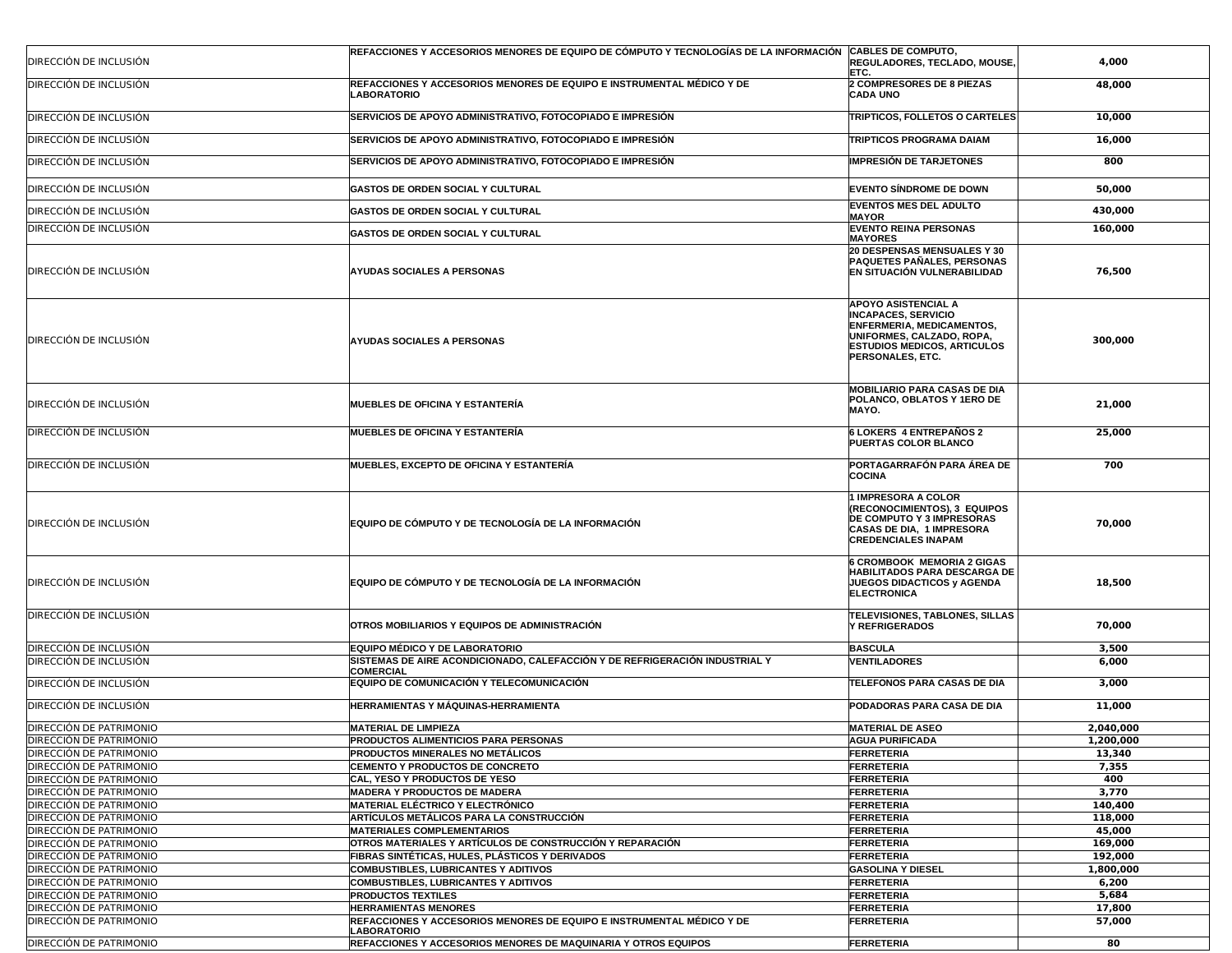| | | | |
|---|---|---|---|
| DIRECCIÓN DE INCLUSIÓN | REFACCIONES Y ACCESORIOS MENORES DE EQUIPO DE CÓMPUTO Y TECNOLOGÍAS DE LA INFORMACIÓN | CABLES DE COMPUTO, REGULADORES, TECLADO, MOUSE, ETC. | 4,000 |
| DIRECCIÓN DE INCLUSIÓN | REFACCIONES Y ACCESORIOS MENORES DE EQUIPO E INSTRUMENTAL MÉDICO Y DE LABORATORIO | 2 COMPRESORES DE 8 PIEZAS CADA UNO | 48,000 |
| DIRECCIÓN DE INCLUSIÓN | SERVICIOS DE APOYO ADMINISTRATIVO, FOTOCOPIADO E IMPRESIÓN | TRIPTICOS, FOLLETOS O CARTELES | 10,000 |
| DIRECCIÓN DE INCLUSIÓN | SERVICIOS DE APOYO ADMINISTRATIVO, FOTOCOPIADO E IMPRESIÓN | TRIPTICOS PROGRAMA DAIAM | 16,000 |
| DIRECCIÓN DE INCLUSIÓN | SERVICIOS DE APOYO ADMINISTRATIVO, FOTOCOPIADO E IMPRESIÓN | IMPRESIÓN DE TARJETONES | 800 |
| DIRECCIÓN DE INCLUSIÓN | GASTOS DE ORDEN SOCIAL Y CULTURAL | EVENTO SÍNDROME DE DOWN | 50,000 |
| DIRECCIÓN DE INCLUSIÓN | GASTOS DE ORDEN SOCIAL Y CULTURAL | EVENTOS MES DEL ADULTO MAYOR | 430,000 |
| DIRECCIÓN DE INCLUSIÓN | GASTOS DE ORDEN SOCIAL Y CULTURAL | EVENTO REINA PERSONAS MAYORES | 160,000 |
| DIRECCIÓN DE INCLUSIÓN | AYUDAS SOCIALES A PERSONAS | 20 DESPENSAS MENSUALES Y 30 PAQUETES PAÑALES, PERSONAS EN SITUACIÓN VULNERABILIDAD | 76,500 |
| DIRECCIÓN DE INCLUSIÓN | AYUDAS SOCIALES A PERSONAS | APOYO ASISTENCIAL A INCAPACES, SERVICIO ENFERMERIA, MEDICAMENTOS, UNIFORMES, CALZADO, ROPA, ESTUDIOS MEDICOS, ARTICULOS PERSONALES, ETC. | 300,000 |
| DIRECCIÓN DE INCLUSIÓN | MUEBLES DE OFICINA Y ESTANTERÍA | MOBILIARIO PARA CASAS DE DIA POLANCO, OBLATOS Y 1ERO DE MAYO. | 21,000 |
| DIRECCIÓN DE INCLUSIÓN | MUEBLES DE OFICINA Y ESTANTERÍA | 6 LOKERS 4 ENTREPAÑOS 2 PUERTAS COLOR BLANCO | 25,000 |
| DIRECCIÓN DE INCLUSIÓN | MUEBLES, EXCEPTO DE OFICINA Y ESTANTERÍA | PORTAGARRAFÓN PARA ÁREA DE COCINA | 700 |
| DIRECCIÓN DE INCLUSIÓN | EQUIPO DE CÓMPUTO Y DE TECNOLOGÍA DE LA INFORMACIÓN | 1 IMPRESORA A COLOR (RECONOCIMIENTOS), 3 EQUIPOS DE COMPUTO Y 3 IMPRESORAS CASAS DE DIA, 1 IMPRESORA CREDENCIALES INAPAM | 70,000 |
| DIRECCIÓN DE INCLUSIÓN | EQUIPO DE CÓMPUTO Y DE TECNOLOGÍA DE LA INFORMACIÓN | 6 CROMBOOK MEMORIA 2 GIGAS HABILITADOS PARA DESCARGA DE JUEGOS DIDACTICOS y AGENDA ELECTRONICA | 18,500 |
| DIRECCIÓN DE INCLUSIÓN | OTROS MOBILIARIOS Y EQUIPOS DE ADMINISTRACIÓN | TELEVISIONES, TABLONES, SILLAS Y REFRIGERADOS | 70,000 |
| DIRECCIÓN DE INCLUSIÓN | EQUIPO MÉDICO Y DE LABORATORIO | BASCULA | 3,500 |
| DIRECCIÓN DE INCLUSIÓN | SISTEMAS DE AIRE ACONDICIONADO, CALEFACCIÓN Y DE REFRIGERACIÓN INDUSTRIAL Y COMERCIAL | VENTILADORES | 6,000 |
| DIRECCIÓN DE INCLUSIÓN | EQUIPO DE COMUNICACIÓN Y TELECOMUNICACIÓN | TELEFONOS PARA CASAS DE DIA | 3,000 |
| DIRECCIÓN DE INCLUSIÓN | HERRAMIENTAS Y MÁQUINAS-HERRAMIENTA | PODADORAS PARA CASA DE DIA | 11,000 |
| DIRECCIÓN DE PATRIMONIO | MATERIAL DE LIMPIEZA | MATERIAL DE ASEO | 2,040,000 |
| DIRECCIÓN DE PATRIMONIO | PRODUCTOS ALIMENTICIOS PARA PERSONAS | AGUA PURIFICADA | 1,200,000 |
| DIRECCIÓN DE PATRIMONIO | PRODUCTOS MINERALES NO METÁLICOS | FERRETERIA | 13,340 |
| DIRECCIÓN DE PATRIMONIO | CEMENTO Y PRODUCTOS DE CONCRETO | FERRETERIA | 7,355 |
| DIRECCIÓN DE PATRIMONIO | CAL, YESO Y PRODUCTOS DE YESO | FERRETERIA | 400 |
| DIRECCIÓN DE PATRIMONIO | MADERA Y PRODUCTOS DE MADERA | FERRETERIA | 3,770 |
| DIRECCIÓN DE PATRIMONIO | MATERIAL ELÉCTRICO Y ELECTRÓNICO | FERRETERIA | 140,400 |
| DIRECCIÓN DE PATRIMONIO | ARTÍCULOS METÁLICOS PARA LA CONSTRUCCIÓN | FERRETERIA | 118,000 |
| DIRECCIÓN DE PATRIMONIO | MATERIALES COMPLEMENTARIOS | FERRETERIA | 45,000 |
| DIRECCIÓN DE PATRIMONIO | OTROS MATERIALES Y ARTÍCULOS DE CONSTRUCCIÓN Y REPARACIÓN | FERRETERIA | 169,000 |
| DIRECCIÓN DE PATRIMONIO | FIBRAS SINTÉTICAS, HULES, PLÁSTICOS Y DERIVADOS | FERRETERIA | 192,000 |
| DIRECCIÓN DE PATRIMONIO | COMBUSTIBLES, LUBRICANTES Y ADITIVOS | GASOLINA Y DIESEL | 1,800,000 |
| DIRECCIÓN DE PATRIMONIO | COMBUSTIBLES, LUBRICANTES Y ADITIVOS | FERRETERIA | 6,200 |
| DIRECCIÓN DE PATRIMONIO | PRODUCTOS TEXTILES | FERRETERIA | 5,684 |
| DIRECCIÓN DE PATRIMONIO | HERRAMIENTAS MENORES | FERRETERIA | 17,800 |
| DIRECCIÓN DE PATRIMONIO | REFACCIONES Y ACCESORIOS MENORES DE EQUIPO E INSTRUMENTAL MÉDICO Y DE LABORATORIO | FERRETERIA | 57,000 |
| DIRECCIÓN DE PATRIMONIO | REFACCIONES Y ACCESORIOS MENORES DE MAQUINARIA Y OTROS EQUIPOS | FERRETERIA | 80 |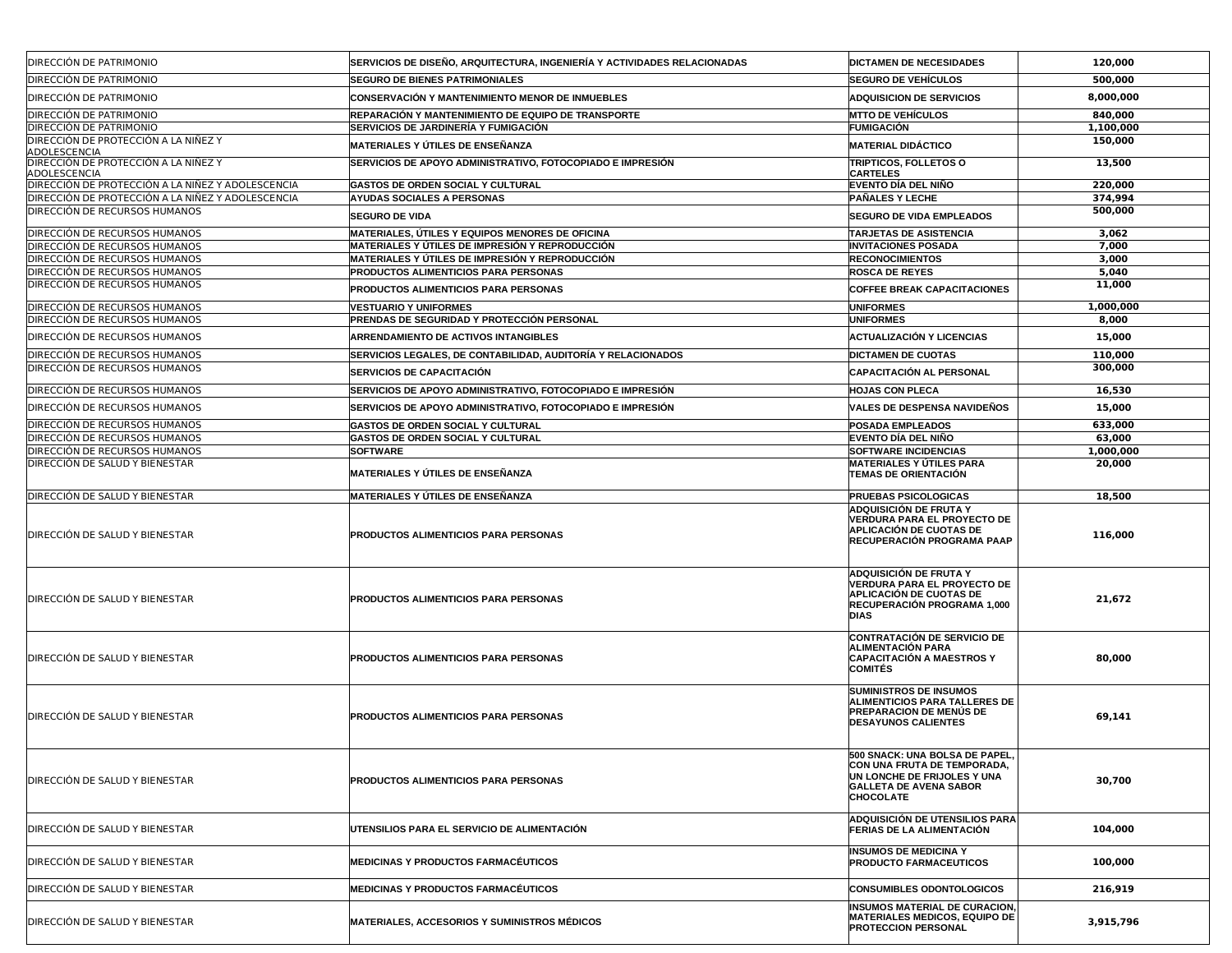| | | | |
|---|---|---|---|
| DIRECCIÓN DE PATRIMONIO | **SERVICIOS DE DISEÑO, ARQUITECTURA, INGENIERÍA Y ACTIVIDADES RELACIONADAS** | **DICTAMEN DE NECESIDADES** | **120,000** |
| DIRECCIÓN DE PATRIMONIO | **SEGURO DE BIENES PATRIMONIALES** | **SEGURO DE VEHÍCULOS** | **500,000** |
| DIRECCIÓN DE PATRIMONIO | **CONSERVACIÓN Y MANTENIMIENTO MENOR DE INMUEBLES** | **ADQUISICION DE SERVICIOS** | **8,000,000** |
| DIRECCIÓN DE PATRIMONIO | **REPARACIÓN Y MANTENIMIENTO DE EQUIPO DE TRANSPORTE** | **MTTO DE VEHÍCULOS** | **840,000** |
| DIRECCIÓN DE PATRIMONIO | **SERVICIOS DE JARDINERÍA Y FUMIGACIÓN** | **FUMIGACIÓN** | **1,100,000** |
| DIRECCIÓN DE PROTECCIÓN A LA NIÑEZ Y ADOLESCENCIA | **MATERIALES Y ÚTILES DE ENSEÑANZA** | **MATERIAL DIDÁCTICO** | **150,000** |
| DIRECCIÓN DE PROTECCIÓN A LA NIÑEZ Y ADOLESCENCIA | **SERVICIOS DE APOYO ADMINISTRATIVO, FOTOCOPIADO E IMPRESIÓN** | **TRIPTICOS, FOLLETOS O CARTELES** | **13,500** |
| DIRECCIÓN DE PROTECCIÓN A LA NIÑEZ Y ADOLESCENCIA | **GASTOS DE ORDEN SOCIAL Y CULTURAL** | **EVENTO DÍA DEL NIÑO** | **220,000** |
| DIRECCIÓN DE PROTECCIÓN A LA NIÑEZ Y ADOLESCENCIA | **AYUDAS SOCIALES A PERSONAS** | **PAÑALES Y LECHE** | **374,994** |
| DIRECCIÓN DE RECURSOS HUMANOS | **SEGURO DE VIDA** | **SEGURO DE VIDA EMPLEADOS** | **500,000** |
| DIRECCIÓN DE RECURSOS HUMANOS | **MATERIALES, ÚTILES Y EQUIPOS MENORES DE OFICINA** | **TARJETAS DE ASISTENCIA** | **3,062** |
| DIRECCIÓN DE RECURSOS HUMANOS | **MATERIALES Y ÚTILES DE IMPRESIÓN Y REPRODUCCIÓN** | **INVITACIONES POSADA** | **7,000** |
| DIRECCIÓN DE RECURSOS HUMANOS | **MATERIALES Y ÚTILES DE IMPRESIÓN Y REPRODUCCIÓN** | **RECONOCIMIENTOS** | **3,000** |
| DIRECCIÓN DE RECURSOS HUMANOS | **PRODUCTOS ALIMENTICIOS PARA PERSONAS** | **ROSCA DE REYES** | **5,040** |
| DIRECCIÓN DE RECURSOS HUMANOS | **PRODUCTOS ALIMENTICIOS PARA PERSONAS** | **COFFEE BREAK CAPACITACIONES** | **11,000** |
| DIRECCIÓN DE RECURSOS HUMANOS | **VESTUARIO Y UNIFORMES** | **UNIFORMES** | **1,000,000** |
| DIRECCIÓN DE RECURSOS HUMANOS | **PRENDAS DE SEGURIDAD Y PROTECCIÓN PERSONAL** | **UNIFORMES** | **8,000** |
| DIRECCIÓN DE RECURSOS HUMANOS | **ARRENDAMIENTO DE ACTIVOS INTANGIBLES** | **ACTUALIZACIÓN Y LICENCIAS** | **15,000** |
| DIRECCIÓN DE RECURSOS HUMANOS | **SERVICIOS LEGALES, DE CONTABILIDAD, AUDITORÍA Y RELACIONADOS** | **DICTAMEN DE CUOTAS** | **110,000** |
| DIRECCIÓN DE RECURSOS HUMANOS | **SERVICIOS DE CAPACITACIÓN** | **CAPACITACIÓN AL PERSONAL** | **300,000** |
| DIRECCIÓN DE RECURSOS HUMANOS | **SERVICIOS DE APOYO ADMINISTRATIVO, FOTOCOPIADO E IMPRESIÓN** | **HOJAS CON PLECA** | **16,530** |
| DIRECCIÓN DE RECURSOS HUMANOS | **SERVICIOS DE APOYO ADMINISTRATIVO, FOTOCOPIADO E IMPRESIÓN** | **VALES DE DESPENSA NAVIDEÑOS** | **15,000** |
| DIRECCIÓN DE RECURSOS HUMANOS | **GASTOS DE ORDEN SOCIAL Y CULTURAL** | **POSADA EMPLEADOS** | **633,000** |
| DIRECCIÓN DE RECURSOS HUMANOS | **GASTOS DE ORDEN SOCIAL Y CULTURAL** | **EVENTO DÍA DEL NIÑO** | **63,000** |
| DIRECCIÓN DE RECURSOS HUMANOS | **SOFTWARE** | **SOFTWARE INCIDENCIAS** | **1,000,000** |
| DIRECCIÓN DE SALUD Y BIENESTAR | **MATERIALES Y ÚTILES DE ENSEÑANZA** | **MATERIALES Y ÚTILES PARA TEMAS DE ORIENTACIÓN** | **20,000** |
| DIRECCIÓN DE SALUD Y BIENESTAR | **MATERIALES Y ÚTILES DE ENSEÑANZA** | **PRUEBAS PSICOLOGICAS** | **18,500** |
| DIRECCIÓN DE SALUD Y BIENESTAR | **PRODUCTOS ALIMENTICIOS PARA PERSONAS** | **ADQUISICIÓN DE FRUTA Y VERDURA PARA EL PROYECTO DE APLICACIÓN DE CUOTAS DE RECUPERACIÓN PROGRAMA PAAP** | **116,000** |
| DIRECCIÓN DE SALUD Y BIENESTAR | **PRODUCTOS ALIMENTICIOS PARA PERSONAS** | **ADQUISICIÓN DE FRUTA Y VERDURA PARA EL PROYECTO DE APLICACIÓN DE CUOTAS DE RECUPERACIÓN PROGRAMA 1,000 DIAS** | **21,672** |
| DIRECCIÓN DE SALUD Y BIENESTAR | **PRODUCTOS ALIMENTICIOS PARA PERSONAS** | **CONTRATACIÓN DE SERVICIO DE ALIMENTACIÓN PARA CAPACITACIÓN A MAESTROS Y COMITÉS** | **80,000** |
| DIRECCIÓN DE SALUD Y BIENESTAR | **PRODUCTOS ALIMENTICIOS PARA PERSONAS** | **SUMINISTROS DE INSUMOS ALIMENTICIOS PARA TALLERES DE PREPARACION DE MENÚS DE DESAYUNOS CALIENTES** | **69,141** |
| DIRECCIÓN DE SALUD Y BIENESTAR | **PRODUCTOS ALIMENTICIOS PARA PERSONAS** | **500 SNACK: UNA BOLSA DE PAPEL, CON UNA FRUTA DE TEMPORADA, UN LONCHE DE FRIJOLES Y UNA GALLETA DE AVENA SABOR CHOCOLATE** | **30,700** |
| DIRECCIÓN DE SALUD Y BIENESTAR | **UTENSILIOS PARA EL SERVICIO DE ALIMENTACIÓN** | **ADQUISICIÓN DE UTENSILIOS PARA FERIAS DE LA ALIMENTACIÓN** | **104,000** |
| DIRECCIÓN DE SALUD Y BIENESTAR | **MEDICINAS Y PRODUCTOS FARMACÉUTICOS** | **INSUMOS DE MEDICINA Y PRODUCTO FARMACEUTICOS** | **100,000** |
| DIRECCIÓN DE SALUD Y BIENESTAR | **MEDICINAS Y PRODUCTOS FARMACÉUTICOS** | **CONSUMIBLES ODONTOLOGICOS** | **216,919** |
| DIRECCIÓN DE SALUD Y BIENESTAR | **MATERIALES, ACCESORIOS Y SUMINISTROS MÉDICOS** | **INSUMOS MATERIAL DE CURACION, MATERIALES MEDICOS, EQUIPO DE PROTECCION PERSONAL** | **3,915,796** |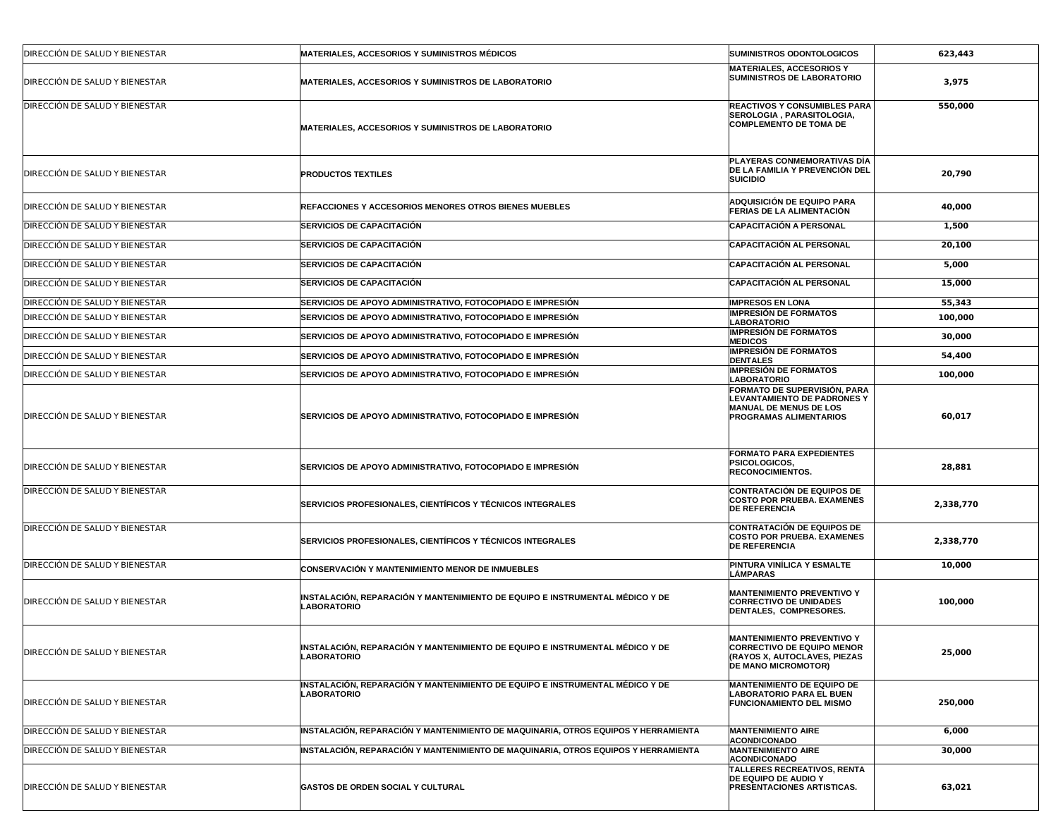| | | | |
|---|---|---|---|
| DIRECCIÓN DE SALUD Y BIENESTAR | MATERIALES, ACCESORIOS Y SUMINISTROS MÉDICOS | SUMINISTROS ODONTOLOGICOS | 623,443 |
| DIRECCIÓN DE SALUD Y BIENESTAR | MATERIALES, ACCESORIOS Y SUMINISTROS DE LABORATORIO | MATERIALES, ACCESORIOS Y SUMINISTROS DE LABORATORIO | 3,975 |
| DIRECCIÓN DE SALUD Y BIENESTAR | MATERIALES, ACCESORIOS Y SUMINISTROS DE LABORATORIO | REACTIVOS Y CONSUMIBLES PARA SEROLOGIA , PARASITOLOGIA, COMPLEMENTO DE TOMA DE | 550,000 |
| DIRECCIÓN DE SALUD Y BIENESTAR | PRODUCTOS TEXTILES | PLAYERAS CONMEMORATIVAS DÍA DE LA FAMILIA Y PREVENCIÓN DEL SUICIDIO | 20,790 |
| DIRECCIÓN DE SALUD Y BIENESTAR | REFACCIONES Y ACCESORIOS MENORES OTROS BIENES MUEBLES | ADQUISICIÓN DE EQUIPO PARA FERIAS DE LA ALIMENTACIÓN | 40,000 |
| DIRECCIÓN DE SALUD Y BIENESTAR | SERVICIOS DE CAPACITACIÓN | CAPACITACIÓN A PERSONAL | 1,500 |
| DIRECCIÓN DE SALUD Y BIENESTAR | SERVICIOS DE CAPACITACIÓN | CAPACITACIÓN AL PERSONAL | 20,100 |
| DIRECCIÓN DE SALUD Y BIENESTAR | SERVICIOS DE CAPACITACIÓN | CAPACITACIÓN AL PERSONAL | 5,000 |
| DIRECCIÓN DE SALUD Y BIENESTAR | SERVICIOS DE CAPACITACIÓN | CAPACITACIÓN AL PERSONAL | 15,000 |
| DIRECCIÓN DE SALUD Y BIENESTAR | SERVICIOS DE APOYO ADMINISTRATIVO, FOTOCOPIADO E IMPRESIÓN | IMPRESOS EN LONA | 55,343 |
| DIRECCIÓN DE SALUD Y BIENESTAR | SERVICIOS DE APOYO ADMINISTRATIVO, FOTOCOPIADO E IMPRESIÓN | IMPRESIÓN DE FORMATOS LABORATORIO | 100,000 |
| DIRECCIÓN DE SALUD Y BIENESTAR | SERVICIOS DE APOYO ADMINISTRATIVO, FOTOCOPIADO E IMPRESIÓN | IMPRESIÓN DE FORMATOS MEDICOS | 30,000 |
| DIRECCIÓN DE SALUD Y BIENESTAR | SERVICIOS DE APOYO ADMINISTRATIVO, FOTOCOPIADO E IMPRESIÓN | IMPRESIÓN DE FORMATOS DENTALES | 54,400 |
| DIRECCIÓN DE SALUD Y BIENESTAR | SERVICIOS DE APOYO ADMINISTRATIVO, FOTOCOPIADO E IMPRESIÓN | IMPRESIÓN DE FORMATOS LABORATORIO | 100,000 |
| DIRECCIÓN DE SALUD Y BIENESTAR | SERVICIOS DE APOYO ADMINISTRATIVO, FOTOCOPIADO E IMPRESIÓN | FORMATO DE SUPERVISIÓN, PARA LEVANTAMIENTO DE PADRONES Y MANUAL DE MENUS DE LOS PROGRAMAS ALIMENTARIOS | 60,017 |
| DIRECCIÓN DE SALUD Y BIENESTAR | SERVICIOS DE APOYO ADMINISTRATIVO, FOTOCOPIADO E IMPRESIÓN | FORMATO PARA EXPEDIENTES PSICOLOGICOS, RECONOCIMIENTOS. | 28,881 |
| DIRECCIÓN DE SALUD Y BIENESTAR | SERVICIOS PROFESIONALES, CIENTÍFICOS Y TÉCNICOS INTEGRALES | CONTRATACIÓN DE EQUIPOS DE COSTO POR PRUEBA. EXAMENES DE REFERENCIA | 2,338,770 |
| DIRECCIÓN DE SALUD Y BIENESTAR | SERVICIOS PROFESIONALES, CIENTÍFICOS Y TÉCNICOS INTEGRALES | CONTRATACIÓN DE EQUIPOS DE COSTO POR PRUEBA. EXAMENES DE REFERENCIA | 2,338,770 |
| DIRECCIÓN DE SALUD Y BIENESTAR | CONSERVACIÓN Y MANTENIMIENTO MENOR DE INMUEBLES | PINTURA VINÍLICA Y ESMALTE LÁMPARAS | 10,000 |
| DIRECCIÓN DE SALUD Y BIENESTAR | INSTALACIÓN, REPARACIÓN Y MANTENIMIENTO DE EQUIPO E INSTRUMENTAL MÉDICO Y DE LABORATORIO | MANTENIMIENTO PREVENTIVO Y CORRECTIVO DE UNIDADES DENTALES, COMPRESORES. | 100,000 |
| DIRECCIÓN DE SALUD Y BIENESTAR | INSTALACIÓN, REPARACIÓN Y MANTENIMIENTO DE EQUIPO E INSTRUMENTAL MÉDICO Y DE LABORATORIO | MANTENIMIENTO PREVENTIVO Y CORRECTIVO DE EQUIPO MENOR (RAYOS X, AUTOCLAVES, PIEZAS DE MANO MICROMOTOR) | 25,000 |
| DIRECCIÓN DE SALUD Y BIENESTAR | INSTALACIÓN, REPARACIÓN Y MANTENIMIENTO DE EQUIPO E INSTRUMENTAL MÉDICO Y DE LABORATORIO | MANTENIMIENTO DE EQUIPO DE LABORATORIO PARA EL BUEN FUNCIONAMIENTO DEL MISMO | 250,000 |
| DIRECCIÓN DE SALUD Y BIENESTAR | INSTALACIÓN, REPARACIÓN Y MANTENIMIENTO DE MAQUINARIA, OTROS EQUIPOS Y HERRAMIENTA | MANTENIMIENTO AIRE ACONDICONADO | 6,000 |
| DIRECCIÓN DE SALUD Y BIENESTAR | INSTALACIÓN, REPARACIÓN Y MANTENIMIENTO DE MAQUINARIA, OTROS EQUIPOS Y HERRAMIENTA | MANTENIMIENTO AIRE ACONDICONADO | 30,000 |
| DIRECCIÓN DE SALUD Y BIENESTAR | GASTOS DE ORDEN SOCIAL Y CULTURAL | TALLERES RECREATIVOS, RENTA DE EQUIPO DE AUDIO Y PRESENTACIONES ARTISTICAS. | 63,021 |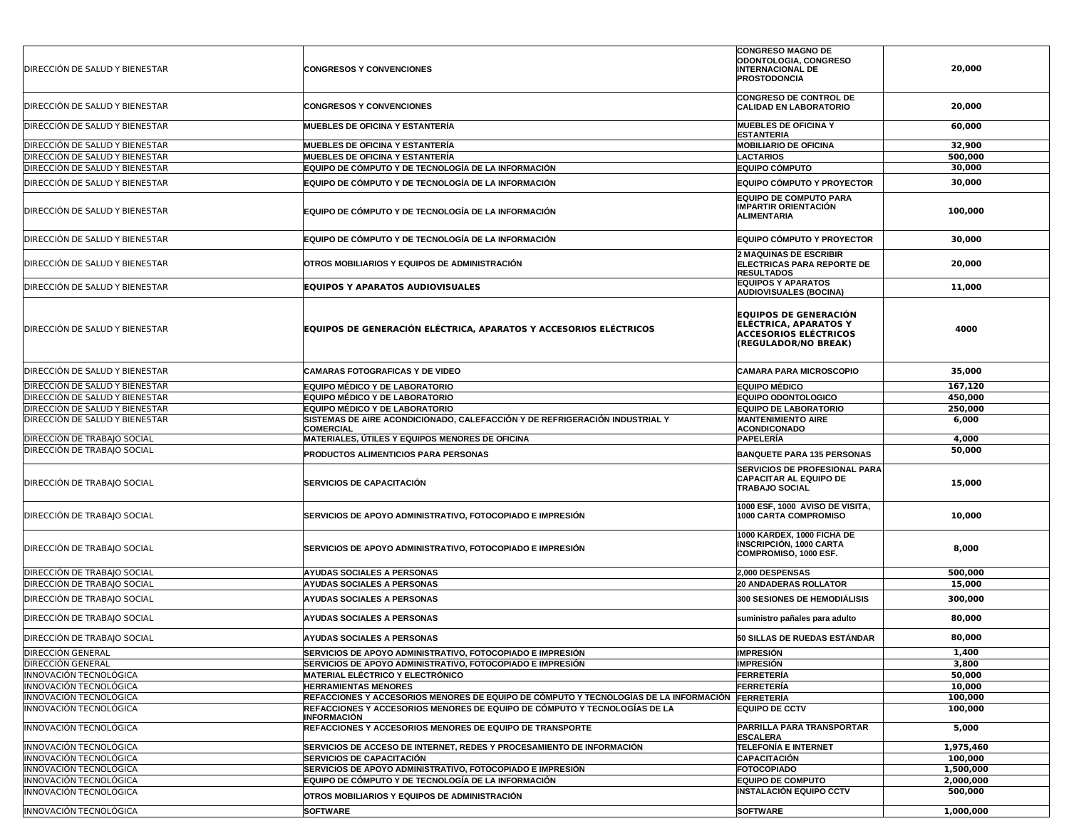| | | | |
|---|---|---|---|
| DIRECCIÓN DE SALUD Y BIENESTAR | **CONGRESOS Y CONVENCIONES** | **CONGRESO MAGNO DE ODONTOLOGIA, CONGRESO INTERNACIONAL DE PROSTODONCIA** | **20,000** |
| DIRECCIÓN DE SALUD Y BIENESTAR | **CONGRESOS Y CONVENCIONES** | **CONGRESO DE CONTROL DE CALIDAD EN LABORATORIO** | **20,000** |
| DIRECCIÓN DE SALUD Y BIENESTAR | **MUEBLES DE OFICINA Y ESTANTERÍA** | **MUEBLES DE OFICINA Y ESTANTERIA** | **60,000** |
| DIRECCIÓN DE SALUD Y BIENESTAR | **MUEBLES DE OFICINA Y ESTANTERÍA** | **MOBILIARIO DE OFICINA** | **32,900** |
| DIRECCIÓN DE SALUD Y BIENESTAR | **MUEBLES DE OFICINA Y ESTANTERÍA** | **LACTARIOS** | **500,000** |
| DIRECCIÓN DE SALUD Y BIENESTAR | **EQUIPO DE CÓMPUTO Y DE TECNOLOGÍA DE LA INFORMACIÓN** | **EQUIPO CÓMPUTO** | **30,000** |
| DIRECCIÓN DE SALUD Y BIENESTAR | **EQUIPO DE CÓMPUTO Y DE TECNOLOGÍA DE LA INFORMACIÓN** | **EQUIPO CÓMPUTO Y PROYECTOR** | **30,000** |
| DIRECCIÓN DE SALUD Y BIENESTAR | **EQUIPO DE CÓMPUTO Y DE TECNOLOGÍA DE LA INFORMACIÓN** | **EQUIPO DE COMPUTO PARA IMPARTIR ORIENTACIÓN ALIMENTARIA** | **100,000** |
| DIRECCIÓN DE SALUD Y BIENESTAR | **EQUIPO DE CÓMPUTO Y DE TECNOLOGÍA DE LA INFORMACIÓN** | **EQUIPO CÓMPUTO Y PROYECTOR** | **30,000** |
| DIRECCIÓN DE SALUD Y BIENESTAR | **OTROS MOBILIARIOS Y EQUIPOS DE ADMINISTRACIÓN** | **2 MAQUINAS DE ESCRIBIR ELECTRICAS PARA REPORTE DE RESULTADOS** | **20,000** |
| DIRECCIÓN DE SALUD Y BIENESTAR | **EQUIPOS Y APARATOS AUDIOVISUALES** | **EQUIPOS Y APARATOS AUDIOVISUALES (BOCINA)** | **11,000** |
| DIRECCIÓN DE SALUD Y BIENESTAR | **EQUIPOS DE GENERACIÓN ELÉCTRICA, APARATOS Y ACCESORIOS ELÉCTRICOS** | **EQUIPOS DE GENERACIÓN ELÉCTRICA, APARATOS Y ACCESORIOS ELÉCTRICOS (REGULADOR/NO BREAK)** | **4000** |
| DIRECCIÓN DE SALUD Y BIENESTAR | **CAMARAS FOTOGRAFICAS Y DE VIDEO** | **CAMARA PARA MICROSCOPIO** | **35,000** |
| DIRECCIÓN DE SALUD Y BIENESTAR | **EQUIPO MÉDICO Y DE LABORATORIO** | **EQUIPO MÉDICO** | **167,120** |
| DIRECCIÓN DE SALUD Y BIENESTAR | **EQUIPO MÉDICO Y DE LABORATORIO** | **EQUIPO ODONTOLOGICO** | **450,000** |
| DIRECCIÓN DE SALUD Y BIENESTAR | **EQUIPO MÉDICO Y DE LABORATORIO** | **EQUIPO DE LABORATORIO** | **250,000** |
| DIRECCIÓN DE SALUD Y BIENESTAR | **SISTEMAS DE AIRE ACONDICIONADO, CALEFACCIÓN Y DE REFRIGERACIÓN INDUSTRIAL Y COMERCIAL** | **MANTENIMIENTO AIRE ACONDICONADO** | **6,000** |
| DIRECCIÓN DE TRABAJO SOCIAL | **MATERIALES, ÚTILES Y EQUIPOS MENORES DE OFICINA** | **PAPELERÍA** | **4,000** |
| DIRECCIÓN DE TRABAJO SOCIAL | **PRODUCTOS ALIMENTICIOS PARA PERSONAS** | **BANQUETE PARA 135 PERSONAS** | **50,000** |
| DIRECCIÓN DE TRABAJO SOCIAL | **SERVICIOS DE CAPACITACIÓN** | **SERVICIOS DE PROFESIONAL PARA CAPACITAR AL EQUIPO DE TRABAJO SOCIAL** | **15,000** |
| DIRECCIÓN DE TRABAJO SOCIAL | **SERVICIOS DE APOYO ADMINISTRATIVO, FOTOCOPIADO E IMPRESIÓN** | **1000 ESF, 1000 AVISO DE VISITA, 1000 CARTA COMPROMISO** | **10,000** |
| DIRECCIÓN DE TRABAJO SOCIAL | **SERVICIOS DE APOYO ADMINISTRATIVO, FOTOCOPIADO E IMPRESIÓN** | **1000 KARDEX, 1000 FICHA DE INSCRIPCIÓN, 1000 CARTA COMPROMISO, 1000 ESF.** | **8,000** |
| DIRECCIÓN DE TRABAJO SOCIAL | **AYUDAS SOCIALES A PERSONAS** | **2,000 DESPENSAS** | **500,000** |
| DIRECCIÓN DE TRABAJO SOCIAL | **AYUDAS SOCIALES A PERSONAS** | **20 ANDADERAS ROLLATOR** | **15,000** |
| DIRECCIÓN DE TRABAJO SOCIAL | **AYUDAS SOCIALES A PERSONAS** | **300 SESIONES DE HEMODIÁLISIS** | **300,000** |
| DIRECCIÓN DE TRABAJO SOCIAL | **AYUDAS SOCIALES A PERSONAS** | **suministro pañales para adulto** | **80,000** |
| DIRECCIÓN DE TRABAJO SOCIAL | **AYUDAS SOCIALES A PERSONAS** | **50 SILLAS DE RUEDAS ESTÁNDAR** | **80,000** |
| DIRECCIÓN GENERAL | **SERVICIOS DE APOYO ADMINISTRATIVO, FOTOCOPIADO E IMPRESIÓN** | **IMPRESIÓN** | **1,400** |
| DIRECCIÓN GENERAL | **SERVICIOS DE APOYO ADMINISTRATIVO, FOTOCOPIADO E IMPRESIÓN** | **IMPRESIÓN** | **3,800** |
| INNOVACIÓN TECNOLÓGICA | **MATERIAL ELÉCTRICO Y ELECTRÓNICO** | **FERRETERÍA** | **50,000** |
| INNOVACIÓN TECNOLÓGICA | **HERRAMIENTAS MENORES** | **FERRETERÍA** | **10,000** |
| INNOVACIÓN TECNOLÓGICA | **REFACCIONES Y ACCESORIOS MENORES DE EQUIPO DE CÓMPUTO Y TECNOLOGÍAS DE LA INFORMACIÓN** | **FERRETERÍA** | **100,000** |
| INNOVACIÓN TECNOLÓGICA | **REFACCIONES Y ACCESORIOS MENORES DE EQUIPO DE CÓMPUTO Y TECNOLOGÍAS DE LA INFORMACIÓN** | **EQUIPO DE CCTV** | **100,000** |
| INNOVACIÓN TECNOLÓGICA | **REFACCIONES Y ACCESORIOS MENORES DE EQUIPO DE TRANSPORTE** | **PARRILLA PARA TRANSPORTAR ESCALERA** | **5,000** |
| INNOVACIÓN TECNOLÓGICA | **SERVICIOS DE ACCESO DE INTERNET, REDES Y PROCESAMIENTO DE INFORMACIÓN** | **TELEFONÍA E INTERNET** | **1,975,460** |
| INNOVACIÓN TECNOLÓGICA | **SERVICIOS DE CAPACITACIÓN** | **CAPACITACIÓN** | **100,000** |
| INNOVACIÓN TECNOLÓGICA | **SERVICIOS DE APOYO ADMINISTRATIVO, FOTOCOPIADO E IMPRESIÓN** | **FOTOCOPIADO** | **1,500,000** |
| INNOVACIÓN TECNOLÓGICA | **EQUIPO DE CÓMPUTO Y DE TECNOLOGÍA DE LA INFORMACIÓN** | **EQUIPO DE COMPUTO** | **2,000,000** |
| INNOVACIÓN TECNOLÓGICA | **OTROS MOBILIARIOS Y EQUIPOS DE ADMINISTRACIÓN** | **INSTALACIÓN EQUIPO CCTV** | **500,000** |
| INNOVACIÓN TECNOLÓGICA | **SOFTWARE** | **SOFTWARE** | **1,000,000** |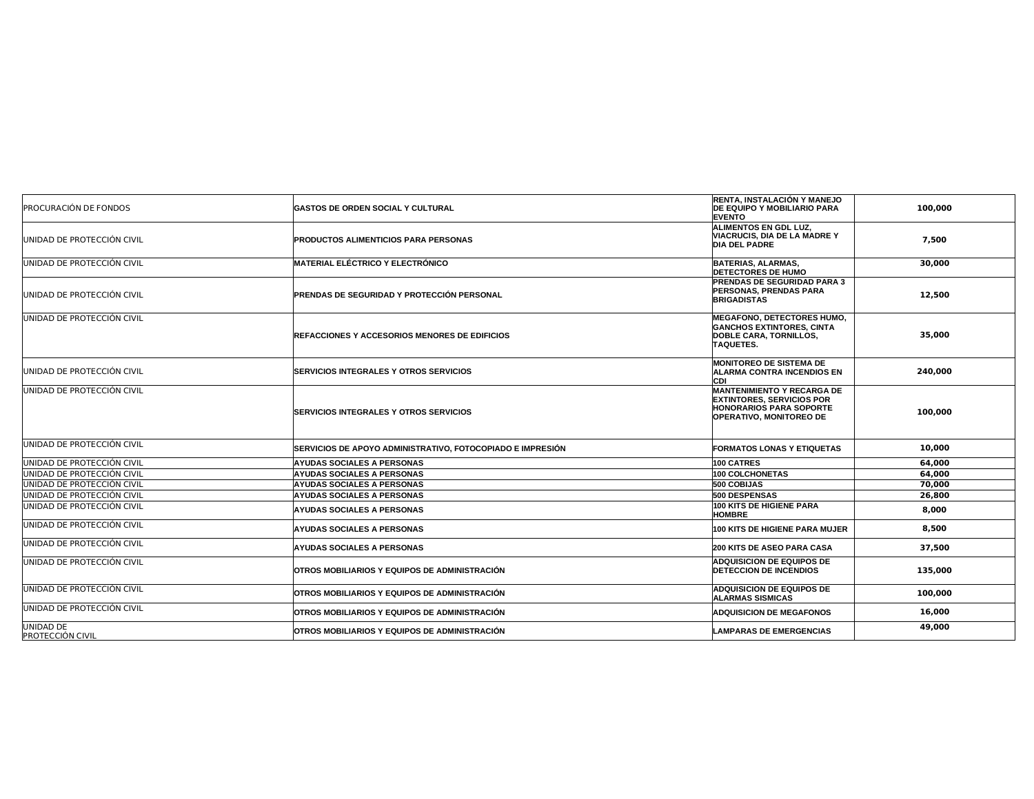| | | | |
|---|---|---|---|
| PROCURACIÓN DE FONDOS | GASTOS DE ORDEN SOCIAL Y CULTURAL | RENTA, INSTALACIÓN Y MANEJO DE EQUIPO Y MOBILIARIO PARA EVENTO | 100,000 |
| UNIDAD DE PROTECCIÓN CIVIL | PRODUCTOS ALIMENTICIOS PARA PERSONAS | ALIMENTOS EN GDL LUZ, VIACRUCIS, DIA DE LA MADRE Y DIA DEL PADRE | 7,500 |
| UNIDAD DE PROTECCIÓN CIVIL | MATERIAL ELÉCTRICO Y ELECTRÓNICO | BATERIAS, ALARMAS, DETECTORES DE HUMO | 30,000 |
| UNIDAD DE PROTECCIÓN CIVIL | PRENDAS DE SEGURIDAD Y PROTECCIÓN PERSONAL | PRENDAS DE SEGURIDAD PARA 3 PERSONAS, PRENDAS PARA BRIGADISTAS | 12,500 |
| UNIDAD DE PROTECCIÓN CIVIL | REFACCIONES Y ACCESORIOS MENORES DE EDIFICIOS | MEGAFONO, DETECTORES HUMO, GANCHOS EXTINTORES, CINTA DOBLE CARA, TORNILLOS, TAQUETES. | 35,000 |
| UNIDAD DE PROTECCIÓN CIVIL | SERVICIOS INTEGRALES Y OTROS SERVICIOS | MONITOREO DE SISTEMA DE ALARMA CONTRA INCENDIOS EN CDI | 240,000 |
| UNIDAD DE PROTECCIÓN CIVIL | SERVICIOS INTEGRALES Y OTROS SERVICIOS | MANTENIMIENTO Y RECARGA DE EXTINTORES, SERVICIOS POR HONORARIOS PARA SOPORTE OPERATIVO, MONITOREO DE | 100,000 |
| UNIDAD DE PROTECCIÓN CIVIL | SERVICIOS DE APOYO ADMINISTRATIVO, FOTOCOPIADO E IMPRESIÓN | FORMATOS LONAS Y ETIQUETAS | 10,000 |
| UNIDAD DE PROTECCIÓN CIVIL | AYUDAS SOCIALES A PERSONAS | 100 CATRES | 64,000 |
| UNIDAD DE PROTECCIÓN CIVIL | AYUDAS SOCIALES A PERSONAS | 100 COLCHONETAS | 64,000 |
| UNIDAD DE PROTECCIÓN CIVIL | AYUDAS SOCIALES A PERSONAS | 500 COBIJAS | 70,000 |
| UNIDAD DE PROTECCIÓN CIVIL | AYUDAS SOCIALES A PERSONAS | 500 DESPENSAS | 26,800 |
| UNIDAD DE PROTECCIÓN CIVIL | AYUDAS SOCIALES A PERSONAS | 100 KITS DE HIGIENE PARA HOMBRE | 8,000 |
| UNIDAD DE PROTECCIÓN CIVIL | AYUDAS SOCIALES A PERSONAS | 100 KITS DE HIGIENE PARA MUJER | 8,500 |
| UNIDAD DE PROTECCIÓN CIVIL | AYUDAS SOCIALES A PERSONAS | 200 KITS DE ASEO PARA CASA | 37,500 |
| UNIDAD DE PROTECCIÓN CIVIL | OTROS MOBILIARIOS Y EQUIPOS DE ADMINISTRACIÓN | ADQUISICION DE EQUIPOS DE DETECCION DE INCENDIOS | 135,000 |
| UNIDAD DE PROTECCIÓN CIVIL | OTROS MOBILIARIOS Y EQUIPOS DE ADMINISTRACIÓN | ADQUISICION DE EQUIPOS DE ALARMAS SISMICAS | 100,000 |
| UNIDAD DE PROTECCIÓN CIVIL | OTROS MOBILIARIOS Y EQUIPOS DE ADMINISTRACIÓN | ADQUISICION DE MEGAFONOS | 16,000 |
| UNIDAD DE PROTECCIÓN CIVIL | OTROS MOBILIARIOS Y EQUIPOS DE ADMINISTRACIÓN | LAMPARAS DE EMERGENCIAS | 49,000 |